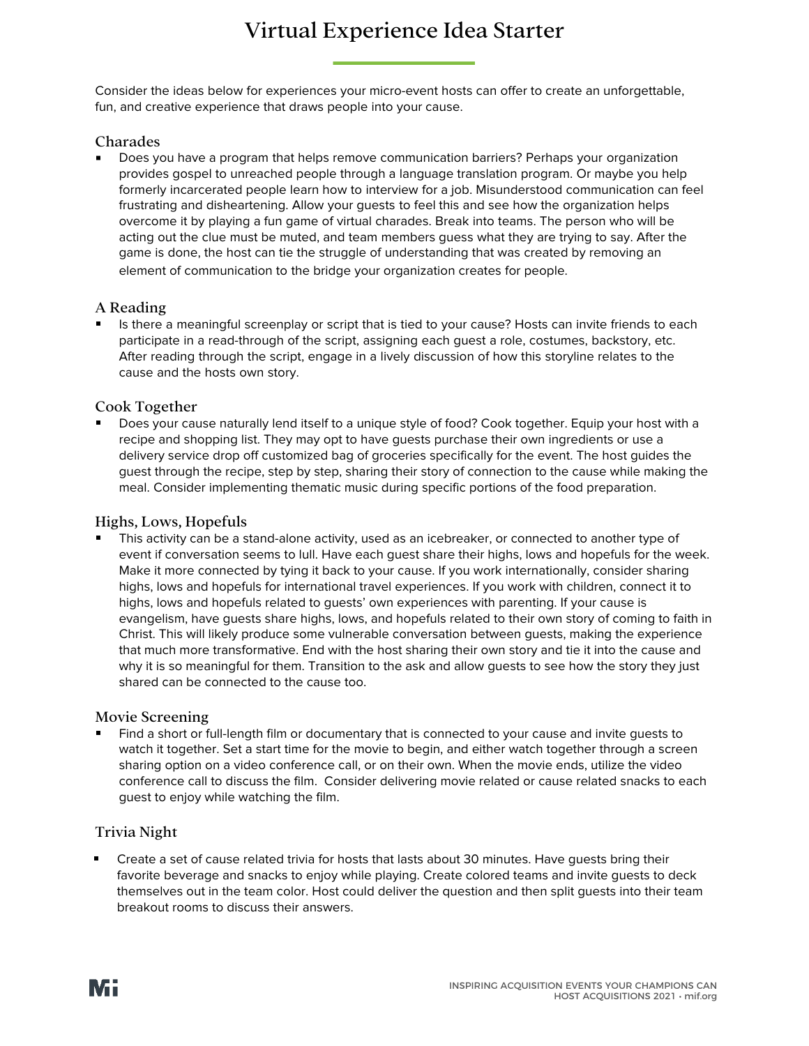# Virtual Experience Idea Starter

Consider the ideas below for experiences your micro-event hosts can offer to create an unforgettable, fun, and creative experience that draws people into your cause.

## Charades

- Does you have a program that helps remove communication barriers? Perhaps your organization provides gospel to unreached people through a language translation program. Or maybe you help formerly incarcerated people learn how to interview for a job. Misunderstood communication can feel frustrating and disheartening. Allow your guests to feel this and see how the organization helps overcome it by playing a fun game of virtual charades. Break into teams. The person who will be acting out the clue must be muted, and team members guess what they are trying to say. After the game is done, the host can tie the struggle of understanding that was created by removing an element of communication to the bridge your organization creates for people.

## A Reading

- Is there a meaningful screenplay or script that is tied to your cause? Hosts can invite friends to each participate in a read-through of the script, assigning each guest a role, costumes, backstory, etc. After reading through the script, engage in a lively discussion of how this storyline relates to the cause and the hosts own story.

## Cook Together

- Does your cause naturally lend itself to a unique style of food? Cook together. Equip your host with a recipe and shopping list. They may opt to have guests purchase their own ingredients or use a delivery service drop off customized bag of groceries specifically for the event. The host guides the guest through the recipe, step by step, sharing their story of connection to the cause while making the meal. Consider implementing thematic music during specific portions of the food preparation.

## Highs, Lows, Hopefuls

- This activity can be a stand-alone activity, used as an icebreaker, or connected to another type of event if conversation seems to lull. Have each guest share their highs, lows and hopefuls for the week. Make it more connected by tying it back to your cause. If you work internationally, consider sharing highs, lows and hopefuls for international travel experiences. If you work with children, connect it to highs, lows and hopefuls related to guests' own experiences with parenting. If your cause is evangelism, have guests share highs, lows, and hopefuls related to their own story of coming to faith in Christ. This will likely produce some vulnerable conversation between guests, making the experience that much more transformative. End with the host sharing their own story and tie it into the cause and why it is so meaningful for them. Transition to the ask and allow guests to see how the story they just shared can be connected to the cause too.

## Movie Screening

- Find a short or full-length film or documentary that is connected to your cause and invite guests to watch it together. Set a start time for the movie to begin, and either watch together through a screen sharing option on a video conference call, or on their own. When the movie ends, utilize the video conference call to discuss the film. Consider delivering movie related or cause related snacks to each guest to enjoy while watching the film.

## Trivia Night

- Create a set of cause related trivia for hosts that lasts about 30 minutes. Have guests bring their favorite beverage and snacks to enjoy while playing. Create colored teams and invite guests to deck themselves out in the team color. Host could deliver the question and then split guests into their team breakout rooms to discuss their answers.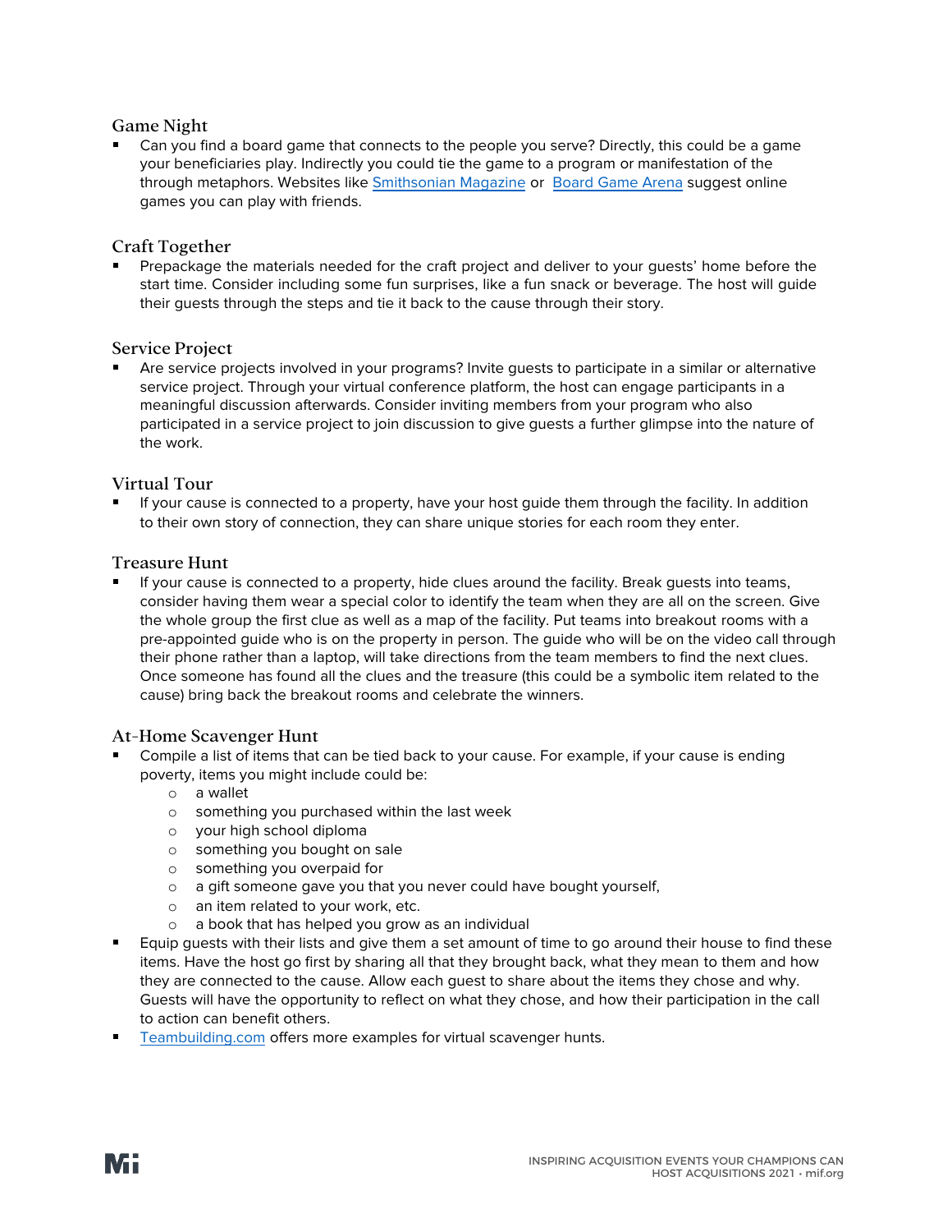### Game Night

- Can you find a board game that connects to the people you serve? Directly, this could be a game your beneficiaries play. Indirectly you could tie the game to a program or manifestation of the through metaphors. Websites like [Smithsonian Magazine] or [Board Game Arena] suggest online games you can play with friends.

### Craft Together

- Prepackage the materials needed for the craft project and deliver to your guests' home before the start time. Consider including some fun surprises, like a fun snack or beverage. The host will guide their guests through the steps and tie it back to the cause through their story.

### Service Project

- Are service projects involved in your programs? Invite guests to participate in a similar or alternative service project. Through your virtual conference platform, the host can engage participants in a meaningful discussion afterwards. Consider inviting members from your program who also participated in a service project to join discussion to give guests a further glimpse into the nature of the work.

### Virtual Tour

- If your cause is connected to a property, have your host guide them through the facility. In addition to their own story of connection, they can share unique stories for each room they enter.

### Treasure Hunt

- If your cause is connected to a property, hide clues around the facility. Break guests into teams, consider having them wear a special color to identify the team when they are all on the screen. Give the whole group the first clue as well as a map of the facility. Put teams into breakout rooms with a pre-appointed guide who is on the property in person. The guide who will be on the video call through their phone rather than a laptop, will take directions from the team members to find the next clues. Once someone has found all the clues and the treasure (this could be a symbolic item related to the cause) bring back the breakout rooms and celebrate the winners.

### At-Home Scavenger Hunt

- Compile a list of items that can be tied back to your cause. For example, if your cause is ending poverty, items you might include could be:
  - a wallet
  - something you purchased within the last week
  - your high school diploma
  - something you bought on sale
  - something you overpaid for
  - a gift someone gave you that you never could have bought yourself,
  - an item related to your work, etc.
  - a book that has helped you grow as an individual
- Equip guests with their lists and give them a set amount of time to go around their house to find these items. Have the host go first by sharing all that they brought back, what they mean to them and how they are connected to the cause. Allow each guest to share about the items they chose and why. Guests will have the opportunity to reflect on what they chose, and how their participation in the call to action can benefit others.
- [Teambuilding.com] offers more examples for virtual scavenger hunts.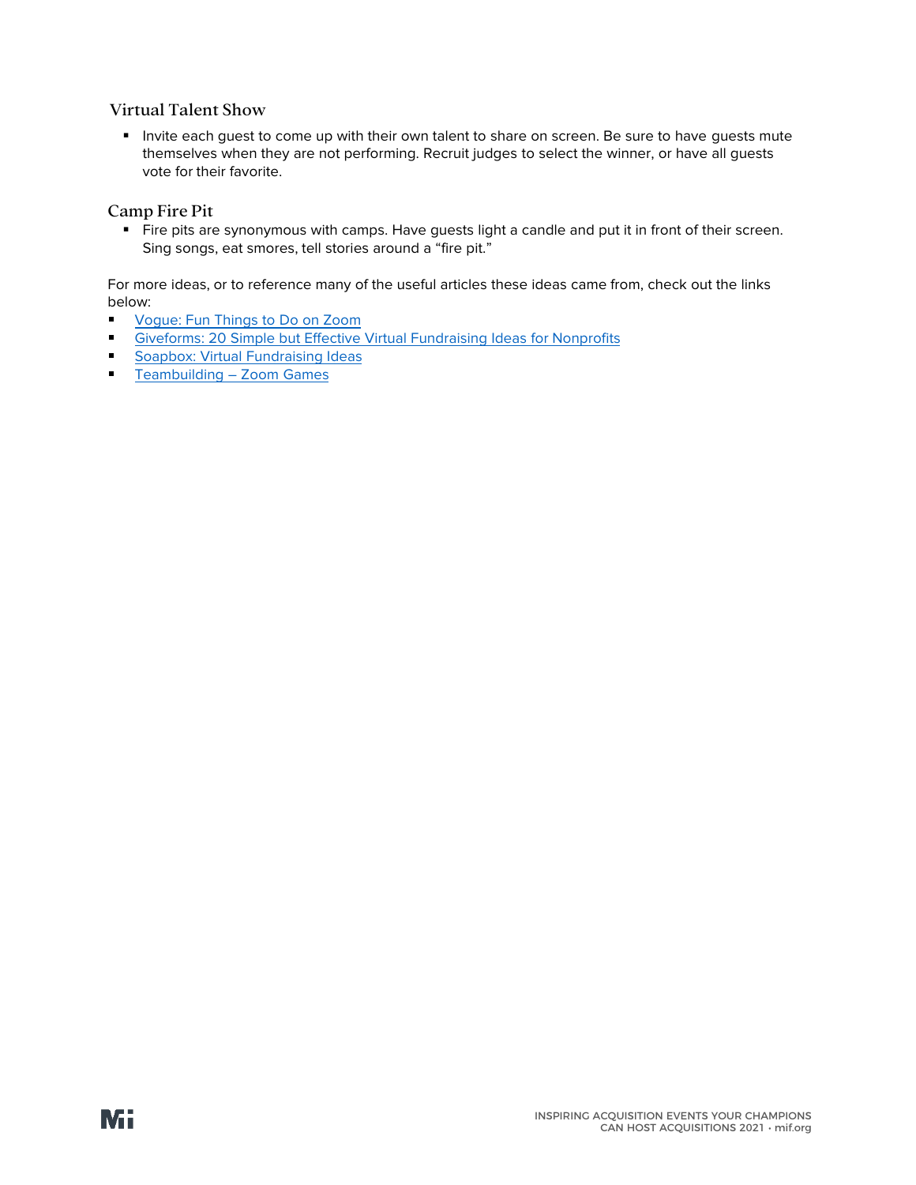### Virtual Talent Show

- Invite each guest to come up with their own talent to share on screen. Be sure to have guests mute themselves when they are not performing. Recruit judges to select the winner, or have all guests vote for their favorite.

### Camp Fire Pit

- Fire pits are synonymous with camps. Have guests light a candle and put it in front of their screen. Sing songs, eat smores, tell stories around a "fire pit."

For more ideas, or to reference many of the useful articles these ideas came from, check out the links below:

- Vogue: Fun Things to Do on Zoom
- Giveforms: 20 Simple but Effective Virtual Fundraising Ideas for Nonprofits
- Soapbox: Virtual Fundraising Ideas
- Teambuilding – Zoom Games